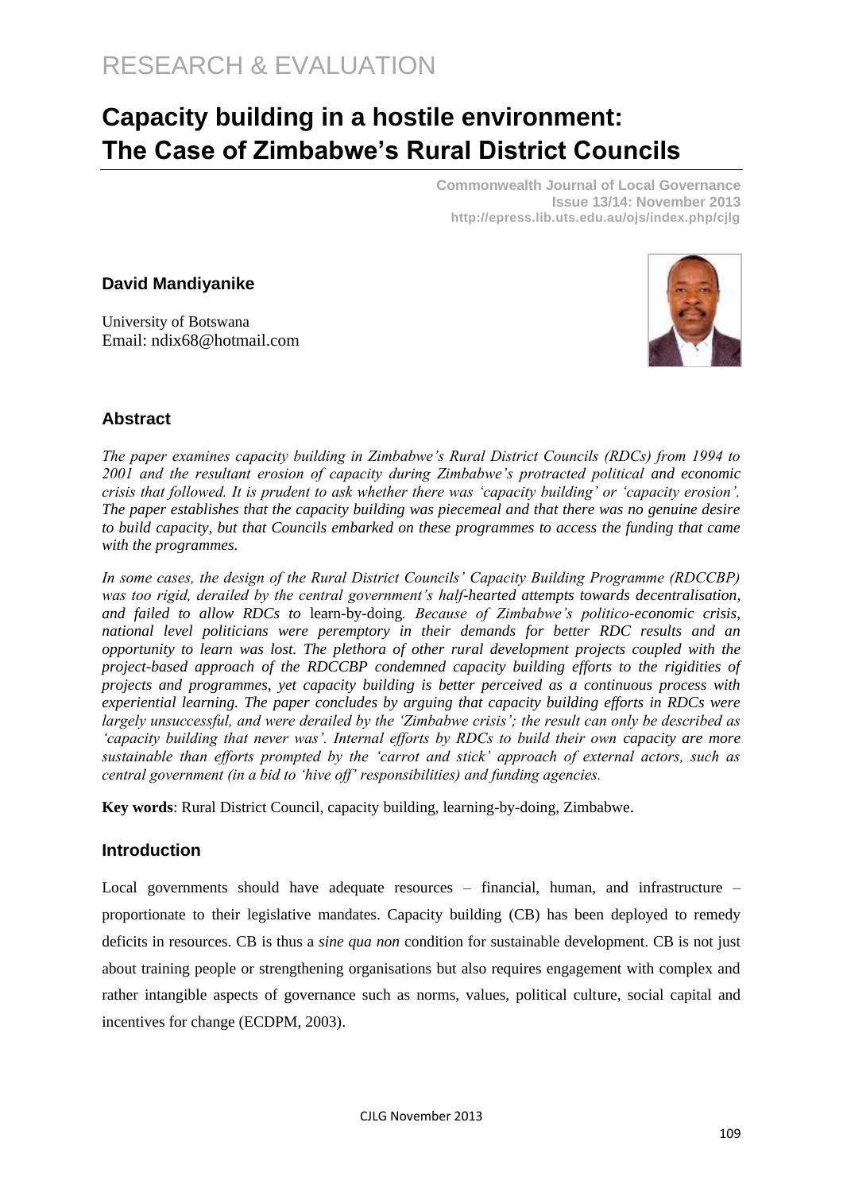RESEARCH & EVALUATION

# Capacity building in a hostile environment: The Case of Zimbabwe's Rural District Councils

**Commonwealth Journal of Local Governance**
**Issue 13/14: November 2013**
**http://epress.lib.uts.edu.au/ojs/index.php/cjlg**

**David Mandiyanike**

University of Botswana
Email: ndix68@hotmail.com

## Abstract

*The paper examines capacity building in Zimbabwe's Rural District Councils (RDCs) from 1994 to 2001 and the resultant erosion of capacity during Zimbabwe's protracted political and economic crisis that followed. It is prudent to ask whether there was 'capacity building' or 'capacity erosion'. The paper establishes that the capacity building was piecemeal and that there was no genuine desire to build capacity, but that Councils embarked on these programmes to access the funding that came with the programmes.*

*In some cases, the design of the Rural District Councils' Capacity Building Programme (RDCCBP) was too rigid, derailed by the central government's half-hearted attempts towards decentralisation, and failed to allow RDCs to* learn-by-doing*. Because of Zimbabwe's politico-economic crisis, national level politicians were peremptory in their demands for better RDC results and an opportunity to learn was lost. The plethora of other rural development projects coupled with the project-based approach of the RDCCBP condemned capacity building efforts to the rigidities of projects and programmes, yet capacity building is better perceived as a continuous process with experiential learning. The paper concludes by arguing that capacity building efforts in RDCs were largely unsuccessful, and were derailed by the 'Zimbabwe crisis'; the result can only be described as 'capacity building that never was'. Internal efforts by RDCs to build their own capacity are more sustainable than efforts prompted by the 'carrot and stick' approach of external actors, such as central government (in a bid to 'hive off' responsibilities) and funding agencies.*

**Key words**: Rural District Council, capacity building, learning-by-doing, Zimbabwe.

## Introduction

Local governments should have adequate resources – financial, human, and infrastructure – proportionate to their legislative mandates. Capacity building (CB) has been deployed to remedy deficits in resources. CB is thus a *sine qua non* condition for sustainable development. CB is not just about training people or strengthening organisations but also requires engagement with complex and rather intangible aspects of governance such as norms, values, political culture, social capital and incentives for change (ECDPM, 2003).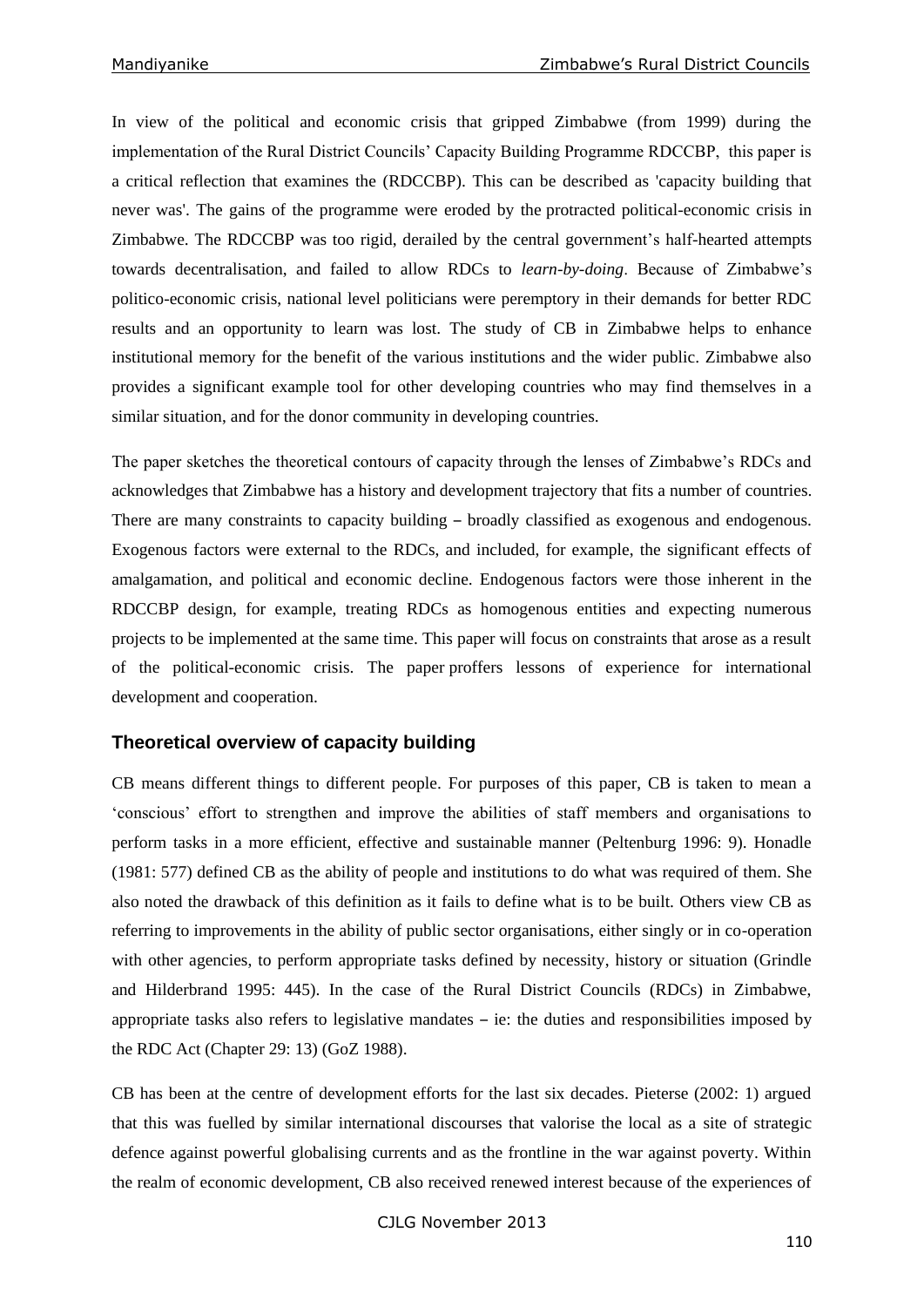In view of the political and economic crisis that gripped Zimbabwe (from 1999) during the implementation of the Rural District Councils' Capacity Building Programme RDCCBP, this paper is a critical reflection that examines the (RDCCBP). This can be described as 'capacity building that never was'. The gains of the programme were eroded by the protracted political-economic crisis in Zimbabwe. The RDCCBP was too rigid, derailed by the central government's half-hearted attempts towards decentralisation, and failed to allow RDCs to *learn-by-doing*. Because of Zimbabwe's politico-economic crisis, national level politicians were peremptory in their demands for better RDC results and an opportunity to learn was lost. The study of CB in Zimbabwe helps to enhance institutional memory for the benefit of the various institutions and the wider public. Zimbabwe also provides a significant example tool for other developing countries who may find themselves in a similar situation, and for the donor community in developing countries.

The paper sketches the theoretical contours of capacity through the lenses of Zimbabwe's RDCs and acknowledges that Zimbabwe has a history and development trajectory that fits a number of countries. There are many constraints to capacity building – broadly classified as exogenous and endogenous. Exogenous factors were external to the RDCs, and included, for example, the significant effects of amalgamation, and political and economic decline. Endogenous factors were those inherent in the RDCCBP design, for example, treating RDCs as homogenous entities and expecting numerous projects to be implemented at the same time. This paper will focus on constraints that arose as a result of the political-economic crisis. The paper proffers lessons of experience for international development and cooperation.

## Theoretical overview of capacity building

CB means different things to different people. For purposes of this paper, CB is taken to mean a 'conscious' effort to strengthen and improve the abilities of staff members and organisations to perform tasks in a more efficient, effective and sustainable manner (Peltenburg 1996: 9). Honadle (1981: 577) defined CB as the ability of people and institutions to do what was required of them. She also noted the drawback of this definition as it fails to define what is to be built. Others view CB as referring to improvements in the ability of public sector organisations, either singly or in co-operation with other agencies, to perform appropriate tasks defined by necessity, history or situation (Grindle and Hilderbrand 1995: 445). In the case of the Rural District Councils (RDCs) in Zimbabwe, appropriate tasks also refers to legislative mandates – ie: the duties and responsibilities imposed by the RDC Act (Chapter 29: 13) (GoZ 1988).

CB has been at the centre of development efforts for the last six decades. Pieterse (2002: 1) argued that this was fuelled by similar international discourses that valorise the local as a site of strategic defence against powerful globalising currents and as the frontline in the war against poverty. Within the realm of economic development, CB also received renewed interest because of the experiences of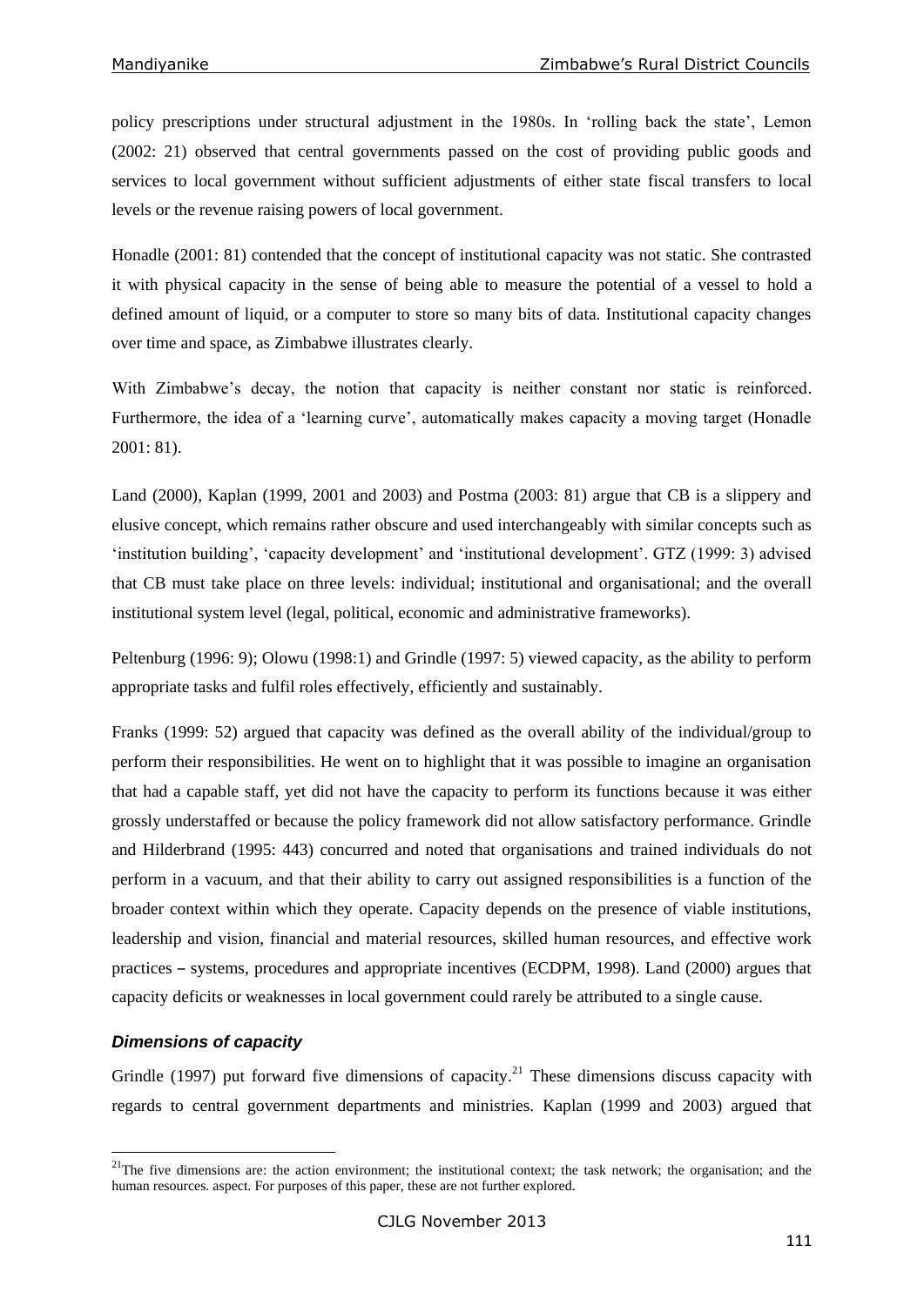policy prescriptions under structural adjustment in the 1980s. In 'rolling back the state', Lemon (2002: 21) observed that central governments passed on the cost of providing public goods and services to local government without sufficient adjustments of either state fiscal transfers to local levels or the revenue raising powers of local government.

Honadle (2001: 81) contended that the concept of institutional capacity was not static. She contrasted it with physical capacity in the sense of being able to measure the potential of a vessel to hold a defined amount of liquid, or a computer to store so many bits of data. Institutional capacity changes over time and space, as Zimbabwe illustrates clearly.

With Zimbabwe's decay, the notion that capacity is neither constant nor static is reinforced. Furthermore, the idea of a 'learning curve', automatically makes capacity a moving target (Honadle 2001: 81).

Land (2000), Kaplan (1999, 2001 and 2003) and Postma (2003: 81) argue that CB is a slippery and elusive concept, which remains rather obscure and used interchangeably with similar concepts such as 'institution building', 'capacity development' and 'institutional development'. GTZ (1999: 3) advised that CB must take place on three levels: individual; institutional and organisational; and the overall institutional system level (legal, political, economic and administrative frameworks).

Peltenburg (1996: 9); Olowu (1998:1) and Grindle (1997: 5) viewed capacity, as the ability to perform appropriate tasks and fulfil roles effectively, efficiently and sustainably.

Franks (1999: 52) argued that capacity was defined as the overall ability of the individual/group to perform their responsibilities. He went on to highlight that it was possible to imagine an organisation that had a capable staff, yet did not have the capacity to perform its functions because it was either grossly understaffed or because the policy framework did not allow satisfactory performance. Grindle and Hilderbrand (1995: 443) concurred and noted that organisations and trained individuals do not perform in a vacuum, and that their ability to carry out assigned responsibilities is a function of the broader context within which they operate. Capacity depends on the presence of viable institutions, leadership and vision, financial and material resources, skilled human resources, and effective work practices – systems, procedures and appropriate incentives (ECDPM, 1998). Land (2000) argues that capacity deficits or weaknesses in local government could rarely be attributed to a single cause.

### *Dimensions of capacity*

Grindle (1997) put forward five dimensions of capacity.[21] These dimensions discuss capacity with regards to central government departments and ministries. Kaplan (1999 and 2003) argued that

[21] The five dimensions are: the action environment; the institutional context; the task network; the organisation; and the human resources. aspect. For purposes of this paper, these are not further explored.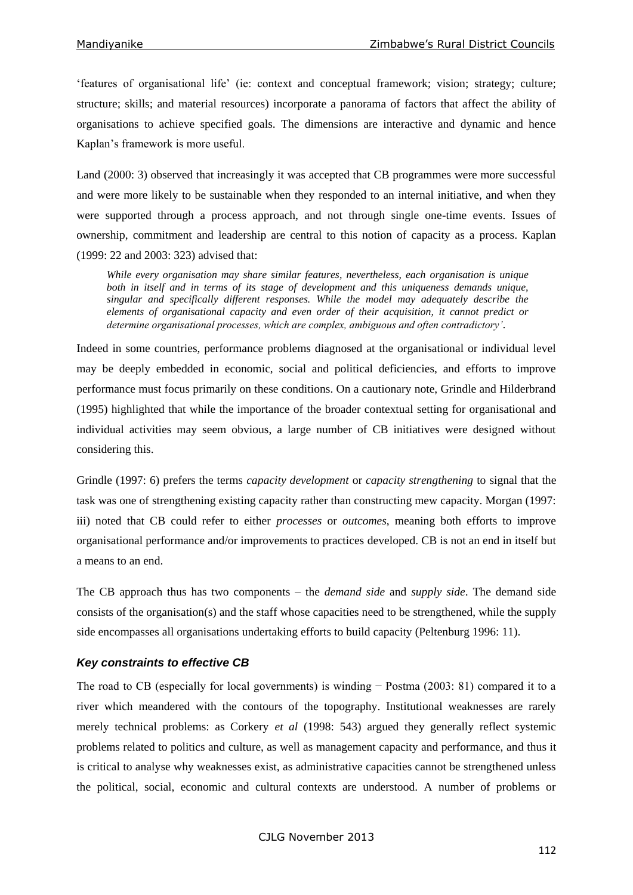'features of organisational life' (ie: context and conceptual framework; vision; strategy; culture; structure; skills; and material resources) incorporate a panorama of factors that affect the ability of organisations to achieve specified goals. The dimensions are interactive and dynamic and hence Kaplan's framework is more useful.

Land (2000: 3) observed that increasingly it was accepted that CB programmes were more successful and were more likely to be sustainable when they responded to an internal initiative, and when they were supported through a process approach, and not through single one-time events. Issues of ownership, commitment and leadership are central to this notion of capacity as a process. Kaplan (1999: 22 and 2003: 323) advised that:

> *While every organisation may share similar features, nevertheless, each organisation is unique both in itself and in terms of its stage of development and this uniqueness demands unique, singular and specifically different responses. While the model may adequately describe the elements of organisational capacity and even order of their acquisition, it cannot predict or determine organisational processes, which are complex, ambiguous and often contradictory'.*

Indeed in some countries, performance problems diagnosed at the organisational or individual level may be deeply embedded in economic, social and political deficiencies, and efforts to improve performance must focus primarily on these conditions. On a cautionary note, Grindle and Hilderbrand (1995) highlighted that while the importance of the broader contextual setting for organisational and individual activities may seem obvious, a large number of CB initiatives were designed without considering this.

Grindle (1997: 6) prefers the terms *capacity development* or *capacity strengthening* to signal that the task was one of strengthening existing capacity rather than constructing mew capacity. Morgan (1997: iii) noted that CB could refer to either *processes* or *outcomes*, meaning both efforts to improve organisational performance and/or improvements to practices developed. CB is not an end in itself but a means to an end.

The CB approach thus has two components – the *demand side* and *supply side*. The demand side consists of the organisation(s) and the staff whose capacities need to be strengthened, while the supply side encompasses all organisations undertaking efforts to build capacity (Peltenburg 1996: 11).

### *Key constraints to effective CB*

The road to CB (especially for local governments) is winding − Postma (2003: 81) compared it to a river which meandered with the contours of the topography. Institutional weaknesses are rarely merely technical problems: as Corkery *et al* (1998: 543) argued they generally reflect systemic problems related to politics and culture, as well as management capacity and performance, and thus it is critical to analyse why weaknesses exist, as administrative capacities cannot be strengthened unless the political, social, economic and cultural contexts are understood. A number of problems or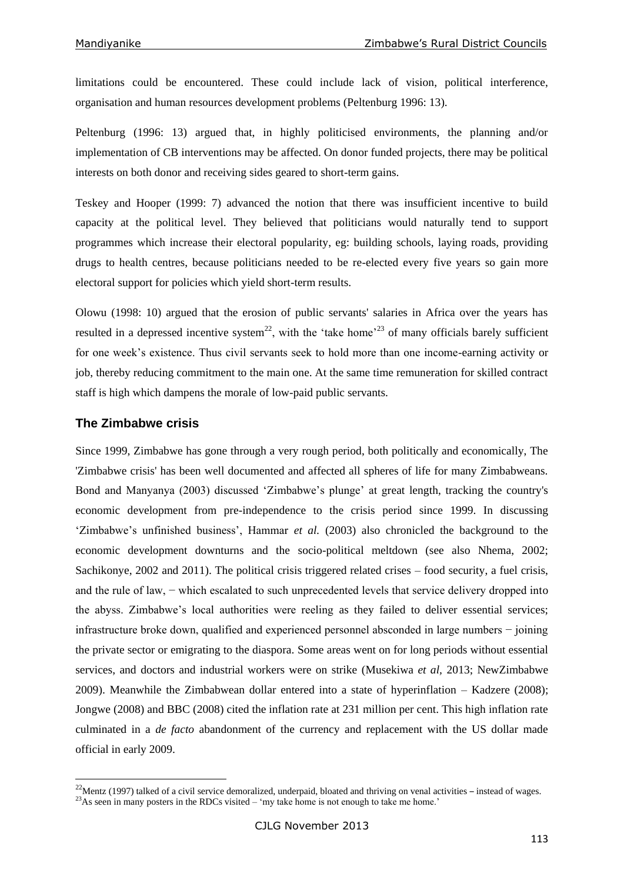limitations could be encountered. These could include lack of vision, political interference, organisation and human resources development problems (Peltenburg 1996: 13).

Peltenburg (1996: 13) argued that, in highly politicised environments, the planning and/or implementation of CB interventions may be affected. On donor funded projects, there may be political interests on both donor and receiving sides geared to short-term gains.

Teskey and Hooper (1999: 7) advanced the notion that there was insufficient incentive to build capacity at the political level. They believed that politicians would naturally tend to support programmes which increase their electoral popularity, eg: building schools, laying roads, providing drugs to health centres, because politicians needed to be re-elected every five years so gain more electoral support for policies which yield short-term results.

Olowu (1998: 10) argued that the erosion of public servants' salaries in Africa over the years has resulted in a depressed incentive system[22], with the 'take home'[23] of many officials barely sufficient for one week's existence. Thus civil servants seek to hold more than one income-earning activity or job, thereby reducing commitment to the main one. At the same time remuneration for skilled contract staff is high which dampens the morale of low-paid public servants.

## The Zimbabwe crisis

Since 1999, Zimbabwe has gone through a very rough period, both politically and economically, The 'Zimbabwe crisis' has been well documented and affected all spheres of life for many Zimbabweans. Bond and Manyanya (2003) discussed 'Zimbabwe's plunge' at great length, tracking the country's economic development from pre-independence to the crisis period since 1999. In discussing 'Zimbabwe's unfinished business', Hammar *et al.* (2003) also chronicled the background to the economic development downturns and the socio-political meltdown (see also Nhema, 2002; Sachikonye, 2002 and 2011). The political crisis triggered related crises – food security, a fuel crisis, and the rule of law, − which escalated to such unprecedented levels that service delivery dropped into the abyss. Zimbabwe's local authorities were reeling as they failed to deliver essential services; infrastructure broke down, qualified and experienced personnel absconded in large numbers − joining the private sector or emigrating to the diaspora. Some areas went on for long periods without essential services, and doctors and industrial workers were on strike (Musekiwa *et al,* 2013; NewZimbabwe 2009). Meanwhile the Zimbabwean dollar entered into a state of hyperinflation – Kadzere (2008); Jongwe (2008) and BBC (2008) cited the inflation rate at 231 million per cent. This high inflation rate culminated in a *de facto* abandonment of the currency and replacement with the US dollar made official in early 2009.

---

[22] Mentz (1997) talked of a civil service demoralized, underpaid, bloated and thriving on venal activities – instead of wages.

[23] As seen in many posters in the RDCs visited – 'my take home is not enough to take me home.'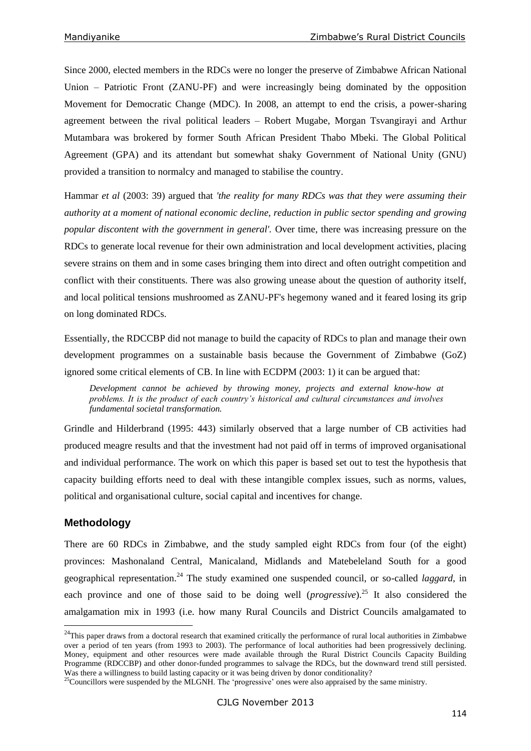Since 2000, elected members in the RDCs were no longer the preserve of Zimbabwe African National Union – Patriotic Front (ZANU-PF) and were increasingly being dominated by the opposition Movement for Democratic Change (MDC). In 2008, an attempt to end the crisis, a power-sharing agreement between the rival political leaders – Robert Mugabe, Morgan Tsvangirayi and Arthur Mutambara was brokered by former South African President Thabo Mbeki. The Global Political Agreement (GPA) and its attendant but somewhat shaky Government of National Unity (GNU) provided a transition to normalcy and managed to stabilise the country.

Hammar *et al* (2003: 39) argued that *'the reality for many RDCs was that they were assuming their authority at a moment of national economic decline, reduction in public sector spending and growing popular discontent with the government in general'.* Over time, there was increasing pressure on the RDCs to generate local revenue for their own administration and local development activities, placing severe strains on them and in some cases bringing them into direct and often outright competition and conflict with their constituents. There was also growing unease about the question of authority itself, and local political tensions mushroomed as ZANU-PF's hegemony waned and it feared losing its grip on long dominated RDCs.

Essentially, the RDCCBP did not manage to build the capacity of RDCs to plan and manage their own development programmes on a sustainable basis because the Government of Zimbabwe (GoZ) ignored some critical elements of CB. In line with ECDPM (2003: 1) it can be argued that:

> *Development cannot be achieved by throwing money, projects and external know-how at problems. It is the product of each country's historical and cultural circumstances and involves fundamental societal transformation.*

Grindle and Hilderbrand (1995: 443) similarly observed that a large number of CB activities had produced meagre results and that the investment had not paid off in terms of improved organisational and individual performance. The work on which this paper is based set out to test the hypothesis that capacity building efforts need to deal with these intangible complex issues, such as norms, values, political and organisational culture, social capital and incentives for change.

## Methodology

There are 60 RDCs in Zimbabwe, and the study sampled eight RDCs from four (of the eight) provinces: Mashonaland Central, Manicaland, Midlands and Matebeleland South for a good geographical representation.[24] The study examined one suspended council, or so-called *laggard*, in each province and one of those said to be doing well (*progressive*).[25] It also considered the amalgamation mix in 1993 (i.e. how many Rural Councils and District Councils amalgamated to

---

[24] This paper draws from a doctoral research that examined critically the performance of rural local authorities in Zimbabwe over a period of ten years (from 1993 to 2003). The performance of local authorities had been progressively declining. Money, equipment and other resources were made available through the Rural District Councils Capacity Building Programme (RDCCBP) and other donor-funded programmes to salvage the RDCs, but the downward trend still persisted. Was there a willingness to build lasting capacity or it was being driven by donor conditionality?

[25] Councillors were suspended by the MLGNH. The 'progressive' ones were also appraised by the same ministry.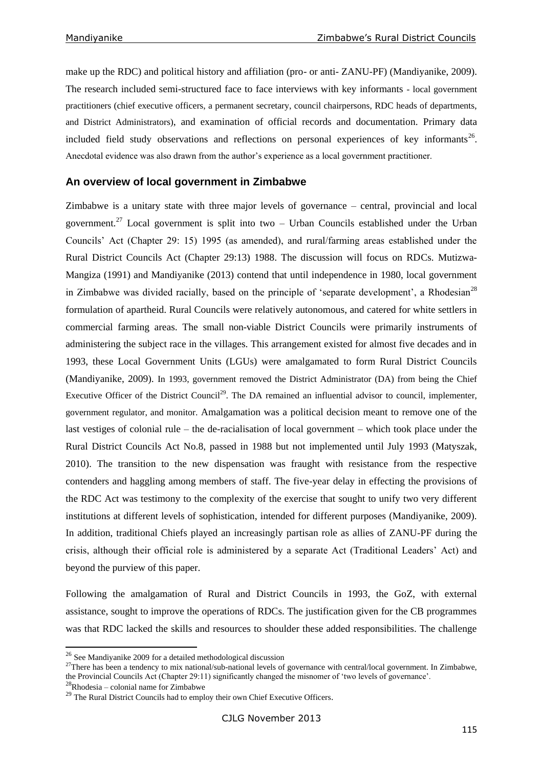make up the RDC) and political history and affiliation (pro- or anti- ZANU-PF) (Mandiyanike, 2009). The research included semi-structured face to face interviews with key informants - local government practitioners (chief executive officers, a permanent secretary, council chairpersons, RDC heads of departments, and District Administrators), and examination of official records and documentation. Primary data included field study observations and reflections on personal experiences of key informants[26]. Anecdotal evidence was also drawn from the author's experience as a local government practitioner.

## An overview of local government in Zimbabwe

Zimbabwe is a unitary state with three major levels of governance – central, provincial and local government.[27] Local government is split into two – Urban Councils established under the Urban Councils' Act (Chapter 29: 15) 1995 (as amended), and rural/farming areas established under the Rural District Councils Act (Chapter 29:13) 1988. The discussion will focus on RDCs. Mutizwa-Mangiza (1991) and Mandiyanike (2013) contend that until independence in 1980, local government in Zimbabwe was divided racially, based on the principle of 'separate development', a Rhodesian[28] formulation of apartheid. Rural Councils were relatively autonomous, and catered for white settlers in commercial farming areas. The small non-viable District Councils were primarily instruments of administering the subject race in the villages. This arrangement existed for almost five decades and in 1993, these Local Government Units (LGUs) were amalgamated to form Rural District Councils (Mandiyanike, 2009). In 1993, government removed the District Administrator (DA) from being the Chief Executive Officer of the District Council[29]. The DA remained an influential advisor to council, implementer, government regulator, and monitor. Amalgamation was a political decision meant to remove one of the last vestiges of colonial rule – the de-racialisation of local government – which took place under the Rural District Councils Act No.8, passed in 1988 but not implemented until July 1993 (Matyszak, 2010). The transition to the new dispensation was fraught with resistance from the respective contenders and haggling among members of staff. The five-year delay in effecting the provisions of the RDC Act was testimony to the complexity of the exercise that sought to unify two very different institutions at different levels of sophistication, intended for different purposes (Mandiyanike, 2009). In addition, traditional Chiefs played an increasingly partisan role as allies of ZANU-PF during the crisis, although their official role is administered by a separate Act (Traditional Leaders' Act) and beyond the purview of this paper.

Following the amalgamation of Rural and District Councils in 1993, the GoZ, with external assistance, sought to improve the operations of RDCs. The justification given for the CB programmes was that RDC lacked the skills and resources to shoulder these added responsibilities. The challenge

---

[26] See Mandiyanike 2009 for a detailed methodological discussion

[27] There has been a tendency to mix national/sub-national levels of governance with central/local government. In Zimbabwe, the Provincial Councils Act (Chapter 29:11) significantly changed the misnomer of 'two levels of governance'.

[28] Rhodesia – colonial name for Zimbabwe

[29] The Rural District Councils had to employ their own Chief Executive Officers.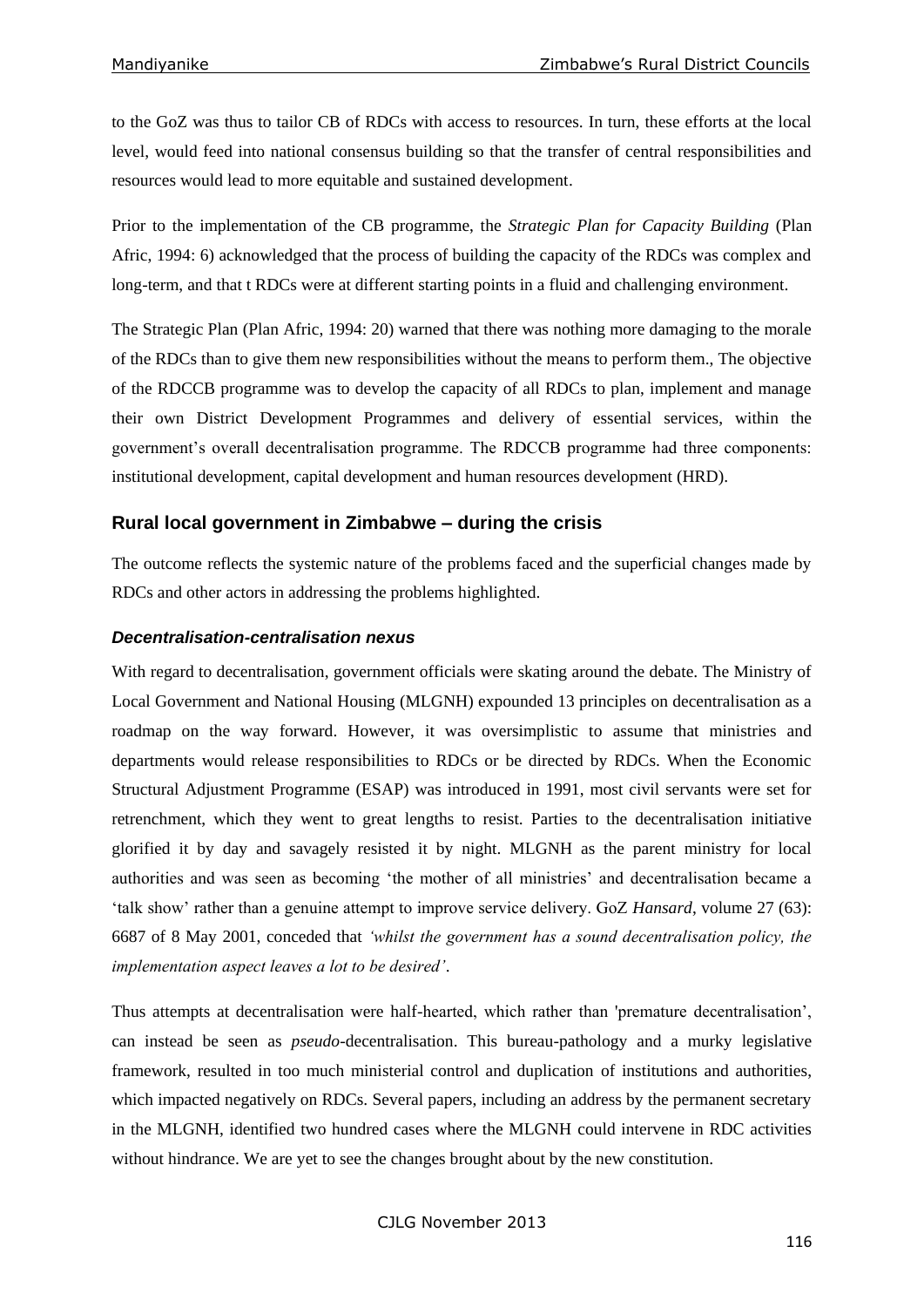to the GoZ was thus to tailor CB of RDCs with access to resources. In turn, these efforts at the local level, would feed into national consensus building so that the transfer of central responsibilities and resources would lead to more equitable and sustained development.

Prior to the implementation of the CB programme, the *Strategic Plan for Capacity Building* (Plan Afric, 1994: 6) acknowledged that the process of building the capacity of the RDCs was complex and long-term, and that t RDCs were at different starting points in a fluid and challenging environment.

The Strategic Plan (Plan Afric, 1994: 20) warned that there was nothing more damaging to the morale of the RDCs than to give them new responsibilities without the means to perform them., The objective of the RDCCB programme was to develop the capacity of all RDCs to plan, implement and manage their own District Development Programmes and delivery of essential services, within the government's overall decentralisation programme. The RDCCB programme had three components: institutional development, capital development and human resources development (HRD).

## Rural local government in Zimbabwe – during the crisis

The outcome reflects the systemic nature of the problems faced and the superficial changes made by RDCs and other actors in addressing the problems highlighted.

### *Decentralisation-centralisation nexus*

With regard to decentralisation, government officials were skating around the debate. The Ministry of Local Government and National Housing (MLGNH) expounded 13 principles on decentralisation as a roadmap on the way forward. However, it was oversimplistic to assume that ministries and departments would release responsibilities to RDCs or be directed by RDCs. When the Economic Structural Adjustment Programme (ESAP) was introduced in 1991, most civil servants were set for retrenchment, which they went to great lengths to resist. Parties to the decentralisation initiative glorified it by day and savagely resisted it by night. MLGNH as the parent ministry for local authorities and was seen as becoming 'the mother of all ministries' and decentralisation became a 'talk show' rather than a genuine attempt to improve service delivery. GoZ *Hansard*, volume 27 (63): 6687 of 8 May 2001, conceded that *'whilst the government has a sound decentralisation policy, the implementation aspect leaves a lot to be desired'*.

Thus attempts at decentralisation were half-hearted, which rather than 'premature decentralisation', can instead be seen as *pseudo*-decentralisation. This bureau-pathology and a murky legislative framework, resulted in too much ministerial control and duplication of institutions and authorities, which impacted negatively on RDCs. Several papers, including an address by the permanent secretary in the MLGNH, identified two hundred cases where the MLGNH could intervene in RDC activities without hindrance. We are yet to see the changes brought about by the new constitution.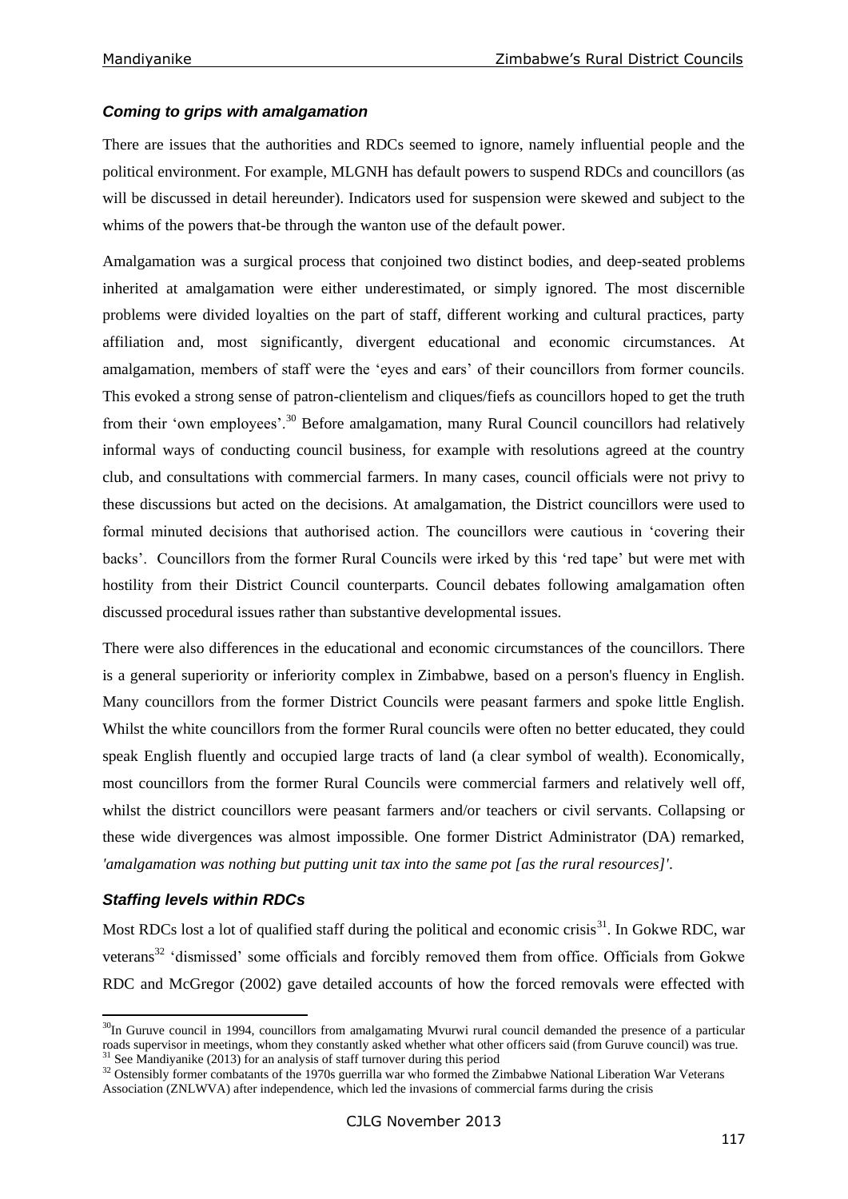### *Coming to grips with amalgamation*

There are issues that the authorities and RDCs seemed to ignore, namely influential people and the political environment. For example, MLGNH has default powers to suspend RDCs and councillors (as will be discussed in detail hereunder). Indicators used for suspension were skewed and subject to the whims of the powers that-be through the wanton use of the default power.

Amalgamation was a surgical process that conjoined two distinct bodies, and deep-seated problems inherited at amalgamation were either underestimated, or simply ignored. The most discernible problems were divided loyalties on the part of staff, different working and cultural practices, party affiliation and, most significantly, divergent educational and economic circumstances. At amalgamation, members of staff were the 'eyes and ears' of their councillors from former councils. This evoked a strong sense of patron-clientelism and cliques/fiefs as councillors hoped to get the truth from their 'own employees'.[30] Before amalgamation, many Rural Council councillors had relatively informal ways of conducting council business, for example with resolutions agreed at the country club, and consultations with commercial farmers. In many cases, council officials were not privy to these discussions but acted on the decisions. At amalgamation, the District councillors were used to formal minuted decisions that authorised action. The councillors were cautious in 'covering their backs'. Councillors from the former Rural Councils were irked by this 'red tape' but were met with hostility from their District Council counterparts. Council debates following amalgamation often discussed procedural issues rather than substantive developmental issues.

There were also differences in the educational and economic circumstances of the councillors. There is a general superiority or inferiority complex in Zimbabwe, based on a person's fluency in English. Many councillors from the former District Councils were peasant farmers and spoke little English. Whilst the white councillors from the former Rural councils were often no better educated, they could speak English fluently and occupied large tracts of land (a clear symbol of wealth). Economically, most councillors from the former Rural Councils were commercial farmers and relatively well off, whilst the district councillors were peasant farmers and/or teachers or civil servants. Collapsing or these wide divergences was almost impossible. One former District Administrator (DA) remarked, *'amalgamation was nothing but putting unit tax into the same pot [as the rural resources]'*.

### *Staffing levels within RDCs*

Most RDCs lost a lot of qualified staff during the political and economic crisis[31]. In Gokwe RDC, war veterans[32] 'dismissed' some officials and forcibly removed them from office. Officials from Gokwe RDC and McGregor (2002) gave detailed accounts of how the forced removals were effected with

---

[30] In Guruve council in 1994, councillors from amalgamating Mvurwi rural council demanded the presence of a particular roads supervisor in meetings, whom they constantly asked whether what other officers said (from Guruve council) was true.

[31] See Mandiyanike (2013) for an analysis of staff turnover during this period

[32] Ostensibly former combatants of the 1970s guerrilla war who formed the Zimbabwe National Liberation War Veterans Association (ZNLWVA) after independence, which led the invasions of commercial farms during the crisis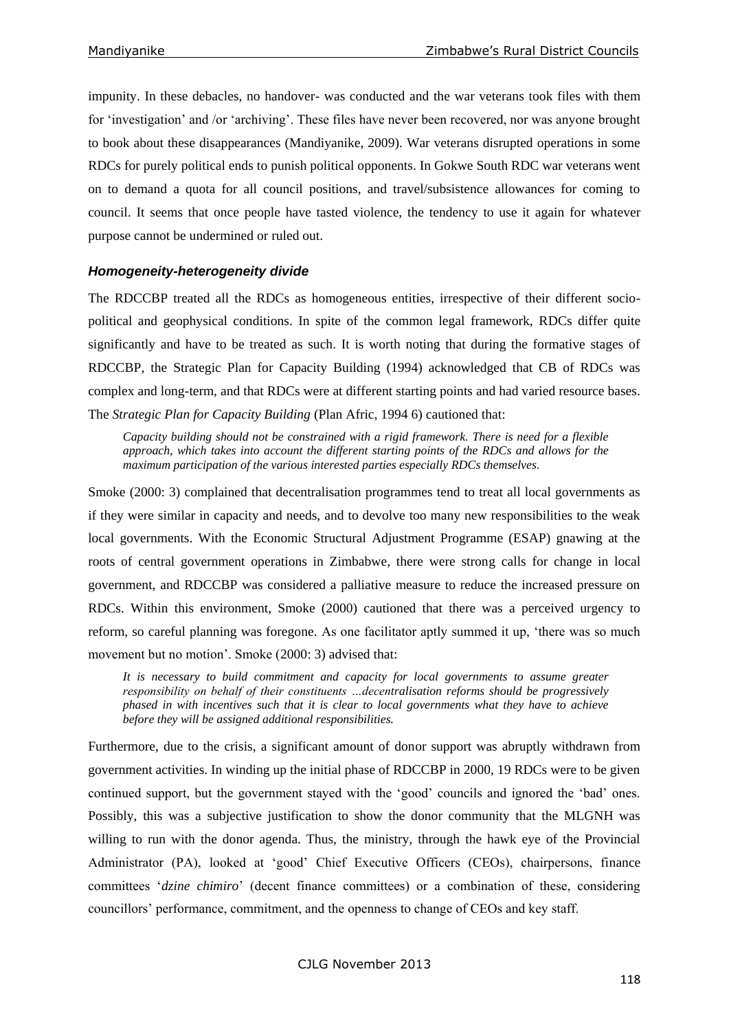impunity. In these debacles, no handover- was conducted and the war veterans took files with them for 'investigation' and /or 'archiving'. These files have never been recovered, nor was anyone brought to book about these disappearances (Mandiyanike, 2009). War veterans disrupted operations in some RDCs for purely political ends to punish political opponents. In Gokwe South RDC war veterans went on to demand a quota for all council positions, and travel/subsistence allowances for coming to council. It seems that once people have tasted violence, the tendency to use it again for whatever purpose cannot be undermined or ruled out.

### *Homogeneity-heterogeneity divide*

The RDCCBP treated all the RDCs as homogeneous entities, irrespective of their different socio-political and geophysical conditions. In spite of the common legal framework, RDCs differ quite significantly and have to be treated as such. It is worth noting that during the formative stages of RDCCBP, the Strategic Plan for Capacity Building (1994) acknowledged that CB of RDCs was complex and long-term, and that RDCs were at different starting points and had varied resource bases. The *Strategic Plan for Capacity Building* (Plan Afric, 1994 6) cautioned that:

> *Capacity building should not be constrained with a rigid framework. There is need for a flexible approach, which takes into account the different starting points of the RDCs and allows for the maximum participation of the various interested parties especially RDCs themselves.*

Smoke (2000: 3) complained that decentralisation programmes tend to treat all local governments as if they were similar in capacity and needs, and to devolve too many new responsibilities to the weak local governments. With the Economic Structural Adjustment Programme (ESAP) gnawing at the roots of central government operations in Zimbabwe, there were strong calls for change in local government, and RDCCBP was considered a palliative measure to reduce the increased pressure on RDCs. Within this environment, Smoke (2000) cautioned that there was a perceived urgency to reform, so careful planning was foregone. As one facilitator aptly summed it up, 'there was so much movement but no motion'. Smoke (2000: 3) advised that:

> *It is necessary to build commitment and capacity for local governments to assume greater responsibility on behalf of their constituents …decentralisation reforms should be progressively phased in with incentives such that it is clear to local governments what they have to achieve before they will be assigned additional responsibilities.*

Furthermore, due to the crisis, a significant amount of donor support was abruptly withdrawn from government activities. In winding up the initial phase of RDCCBP in 2000, 19 RDCs were to be given continued support, but the government stayed with the 'good' councils and ignored the 'bad' ones. Possibly, this was a subjective justification to show the donor community that the MLGNH was willing to run with the donor agenda. Thus, the ministry, through the hawk eye of the Provincial Administrator (PA), looked at 'good' Chief Executive Officers (CEOs), chairpersons, finance committees '*dzine chimiro*' (decent finance committees) or a combination of these, considering councillors' performance, commitment, and the openness to change of CEOs and key staff.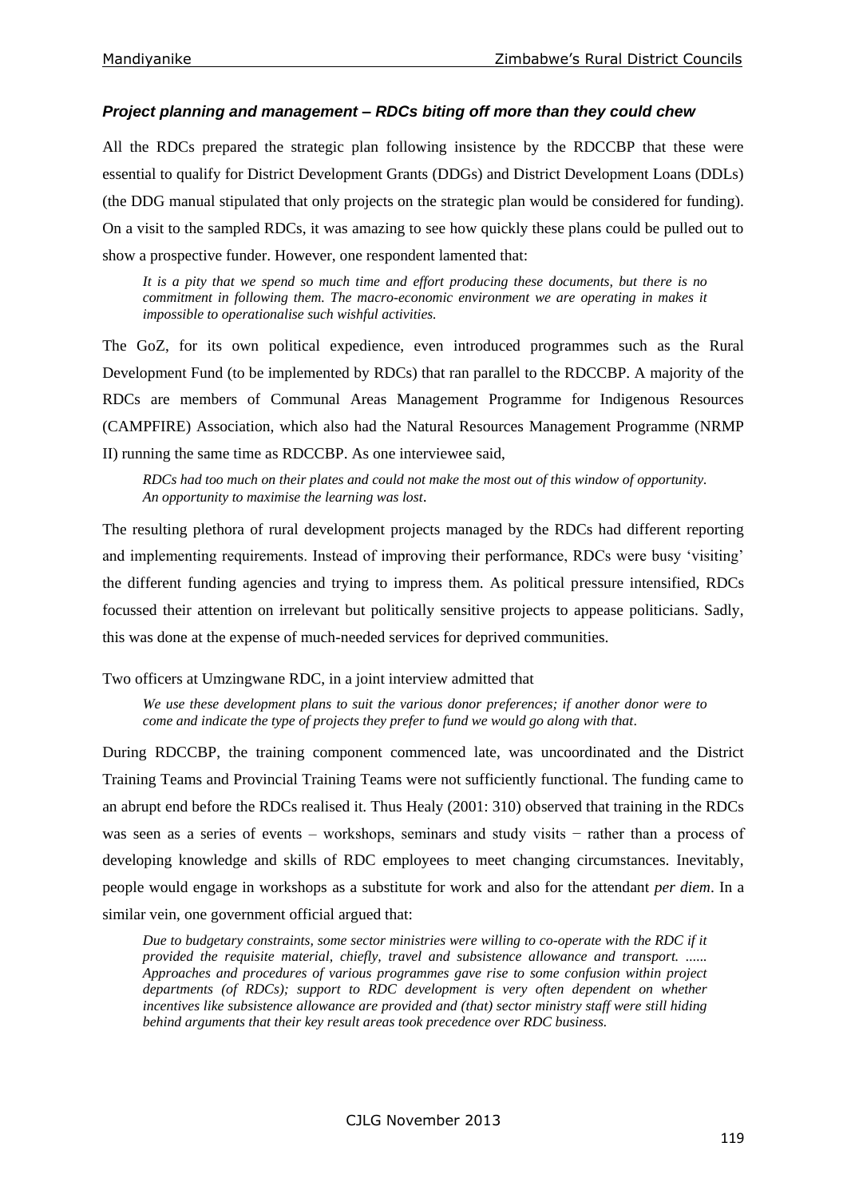### *Project planning and management – RDCs biting off more than they could chew*

All the RDCs prepared the strategic plan following insistence by the RDCCBP that these were essential to qualify for District Development Grants (DDGs) and District Development Loans (DDLs) (the DDG manual stipulated that only projects on the strategic plan would be considered for funding). On a visit to the sampled RDCs, it was amazing to see how quickly these plans could be pulled out to show a prospective funder. However, one respondent lamented that:

> *It is a pity that we spend so much time and effort producing these documents, but there is no commitment in following them. The macro-economic environment we are operating in makes it impossible to operationalise such wishful activities.*

The GoZ, for its own political expedience, even introduced programmes such as the Rural Development Fund (to be implemented by RDCs) that ran parallel to the RDCCBP. A majority of the RDCs are members of Communal Areas Management Programme for Indigenous Resources (CAMPFIRE) Association, which also had the Natural Resources Management Programme (NRMP II) running the same time as RDCCBP. As one interviewee said,

> *RDCs had too much on their plates and could not make the most out of this window of opportunity. An opportunity to maximise the learning was lost*.

The resulting plethora of rural development projects managed by the RDCs had different reporting and implementing requirements. Instead of improving their performance, RDCs were busy 'visiting' the different funding agencies and trying to impress them. As political pressure intensified, RDCs focussed their attention on irrelevant but politically sensitive projects to appease politicians. Sadly, this was done at the expense of much-needed services for deprived communities.

Two officers at Umzingwane RDC, in a joint interview admitted that

> *We use these development plans to suit the various donor preferences; if another donor were to come and indicate the type of projects they prefer to fund we would go along with that*.

During RDCCBP, the training component commenced late, was uncoordinated and the District Training Teams and Provincial Training Teams were not sufficiently functional. The funding came to an abrupt end before the RDCs realised it. Thus Healy (2001: 310) observed that training in the RDCs was seen as a series of events – workshops, seminars and study visits − rather than a process of developing knowledge and skills of RDC employees to meet changing circumstances. Inevitably, people would engage in workshops as a substitute for work and also for the attendant *per diem*. In a similar vein, one government official argued that:

> *Due to budgetary constraints, some sector ministries were willing to co-operate with the RDC if it provided the requisite material, chiefly, travel and subsistence allowance and transport. ...... Approaches and procedures of various programmes gave rise to some confusion within project departments (of RDCs); support to RDC development is very often dependent on whether incentives like subsistence allowance are provided and (that) sector ministry staff were still hiding behind arguments that their key result areas took precedence over RDC business.*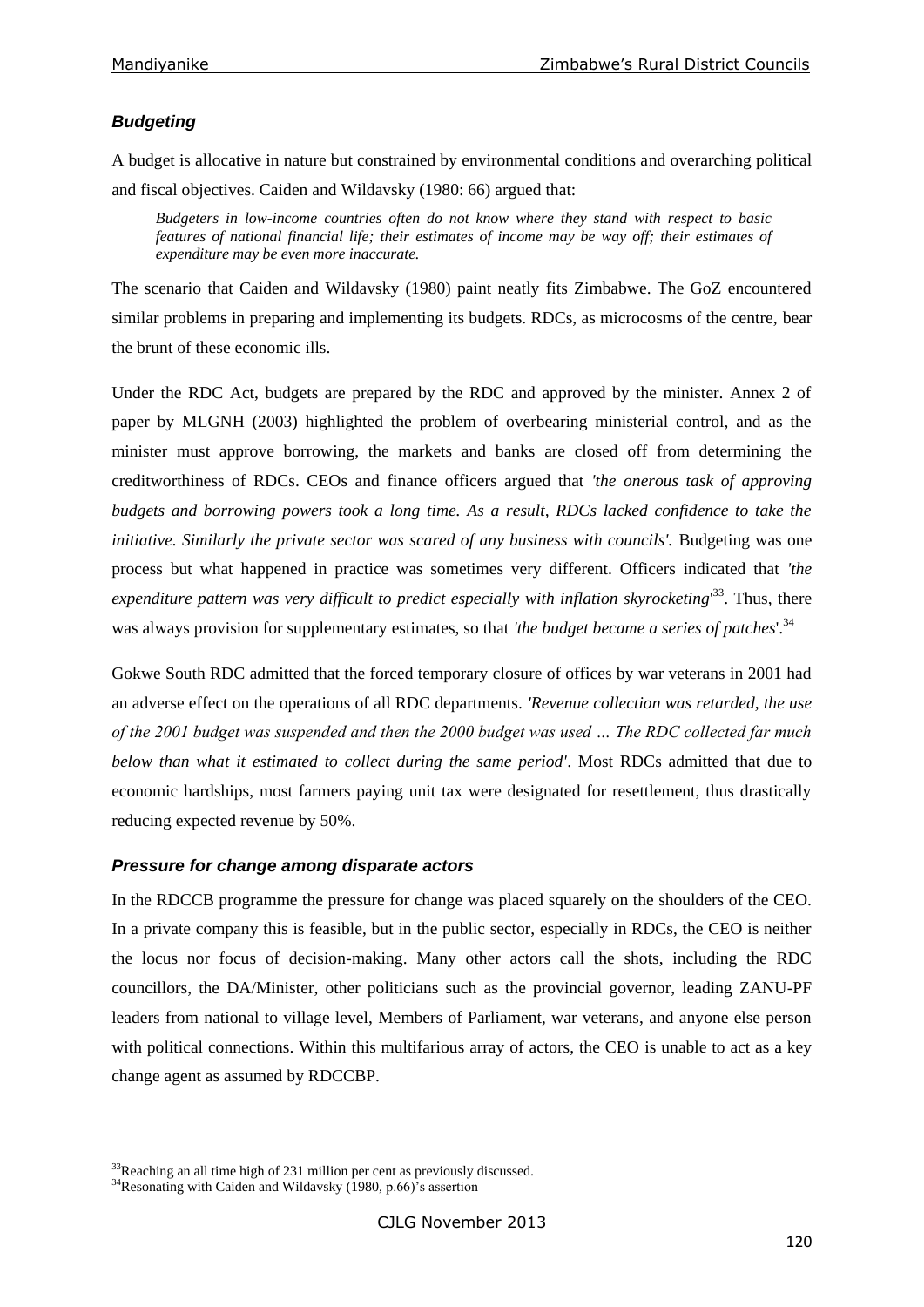### *Budgeting*

A budget is allocative in nature but constrained by environmental conditions and overarching political and fiscal objectives. Caiden and Wildavsky (1980: 66) argued that:

> *Budgeters in low-income countries often do not know where they stand with respect to basic features of national financial life; their estimates of income may be way off; their estimates of expenditure may be even more inaccurate.*

The scenario that Caiden and Wildavsky (1980) paint neatly fits Zimbabwe. The GoZ encountered similar problems in preparing and implementing its budgets. RDCs, as microcosms of the centre, bear the brunt of these economic ills.

Under the RDC Act, budgets are prepared by the RDC and approved by the minister. Annex 2 of paper by MLGNH (2003) highlighted the problem of overbearing ministerial control, and as the minister must approve borrowing, the markets and banks are closed off from determining the creditworthiness of RDCs. CEOs and finance officers argued that *'the onerous task of approving budgets and borrowing powers took a long time. As a result, RDCs lacked confidence to take the initiative. Similarly the private sector was scared of any business with councils'.* Budgeting was one process but what happened in practice was sometimes very different. Officers indicated that *'the expenditure pattern was very difficult to predict especially with inflation skyrocketing'*[33]. Thus, there was always provision for supplementary estimates, so that *'the budget became a series of patches'*.[34]

Gokwe South RDC admitted that the forced temporary closure of offices by war veterans in 2001 had an adverse effect on the operations of all RDC departments. *'Revenue collection was retarded, the use of the 2001 budget was suspended and then the 2000 budget was used … The RDC collected far much below than what it estimated to collect during the same period'*. Most RDCs admitted that due to economic hardships, most farmers paying unit tax were designated for resettlement, thus drastically reducing expected revenue by 50%.

### *Pressure for change among disparate actors*

In the RDCCB programme the pressure for change was placed squarely on the shoulders of the CEO. In a private company this is feasible, but in the public sector, especially in RDCs, the CEO is neither the locus nor focus of decision-making. Many other actors call the shots, including the RDC councillors, the DA/Minister, other politicians such as the provincial governor, leading ZANU-PF leaders from national to village level, Members of Parliament, war veterans, and anyone else person with political connections. Within this multifarious array of actors, the CEO is unable to act as a key change agent as assumed by RDCCBP.

---

[33]Reaching an all time high of 231 million per cent as previously discussed.

[34]Resonating with Caiden and Wildavsky (1980, p.66)'s assertion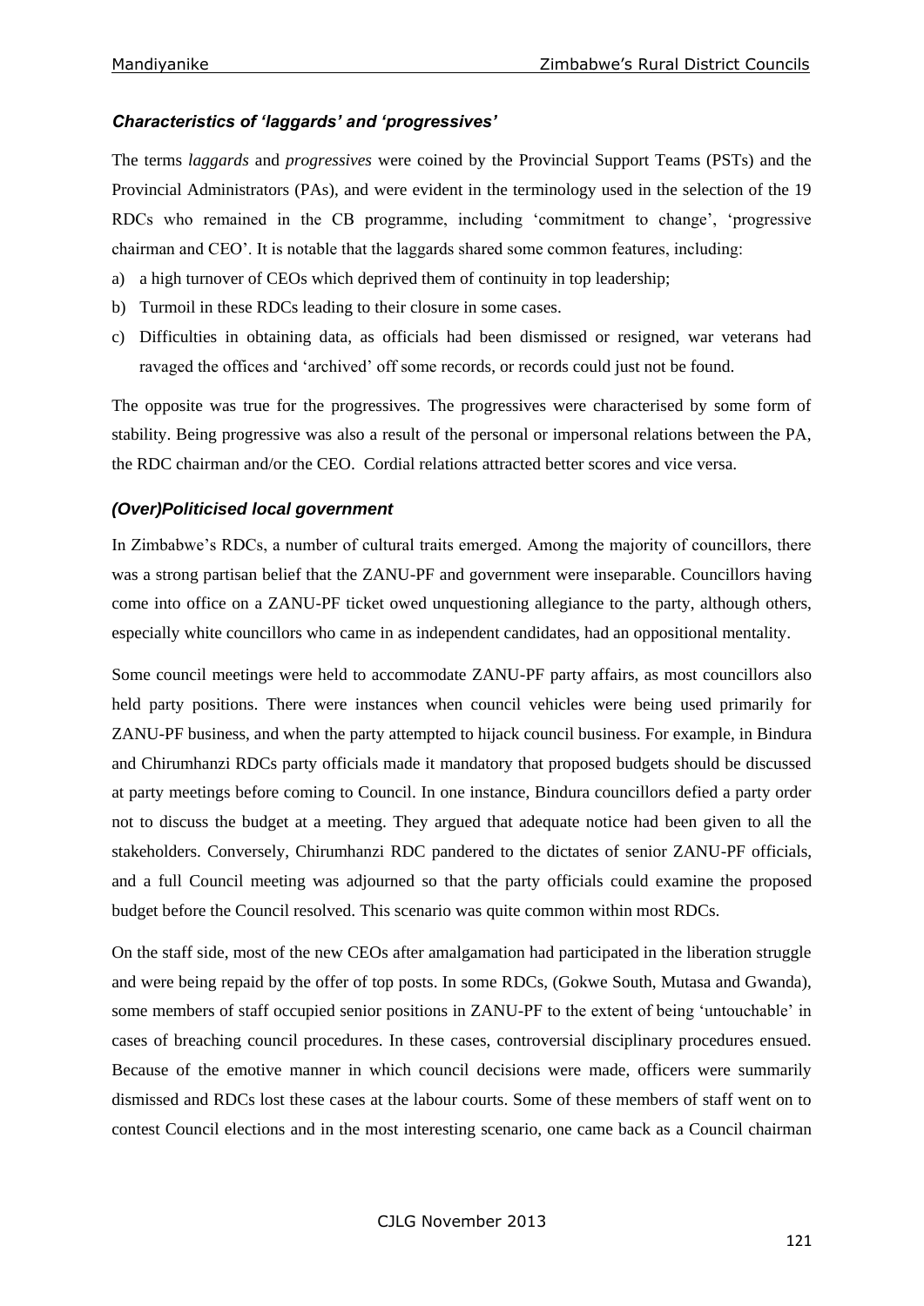### *Characteristics of 'laggards' and 'progressives'*

The terms *laggards* and *progressives* were coined by the Provincial Support Teams (PSTs) and the Provincial Administrators (PAs), and were evident in the terminology used in the selection of the 19 RDCs who remained in the CB programme, including 'commitment to change', 'progressive chairman and CEO'. It is notable that the laggards shared some common features, including:

a) a high turnover of CEOs which deprived them of continuity in top leadership;
b) Turmoil in these RDCs leading to their closure in some cases.
c) Difficulties in obtaining data, as officials had been dismissed or resigned, war veterans had ravaged the offices and 'archived' off some records, or records could just not be found.

The opposite was true for the progressives. The progressives were characterised by some form of stability. Being progressive was also a result of the personal or impersonal relations between the PA, the RDC chairman and/or the CEO. Cordial relations attracted better scores and vice versa.

### *(Over)Politicised local government*

In Zimbabwe's RDCs, a number of cultural traits emerged. Among the majority of councillors, there was a strong partisan belief that the ZANU-PF and government were inseparable. Councillors having come into office on a ZANU-PF ticket owed unquestioning allegiance to the party, although others, especially white councillors who came in as independent candidates, had an oppositional mentality.

Some council meetings were held to accommodate ZANU-PF party affairs, as most councillors also held party positions. There were instances when council vehicles were being used primarily for ZANU-PF business, and when the party attempted to hijack council business. For example, in Bindura and Chirumhanzi RDCs party officials made it mandatory that proposed budgets should be discussed at party meetings before coming to Council. In one instance, Bindura councillors defied a party order not to discuss the budget at a meeting. They argued that adequate notice had been given to all the stakeholders. Conversely, Chirumhanzi RDC pandered to the dictates of senior ZANU-PF officials, and a full Council meeting was adjourned so that the party officials could examine the proposed budget before the Council resolved. This scenario was quite common within most RDCs.

On the staff side, most of the new CEOs after amalgamation had participated in the liberation struggle and were being repaid by the offer of top posts. In some RDCs, (Gokwe South, Mutasa and Gwanda), some members of staff occupied senior positions in ZANU-PF to the extent of being 'untouchable' in cases of breaching council procedures. In these cases, controversial disciplinary procedures ensued. Because of the emotive manner in which council decisions were made, officers were summarily dismissed and RDCs lost these cases at the labour courts. Some of these members of staff went on to contest Council elections and in the most interesting scenario, one came back as a Council chairman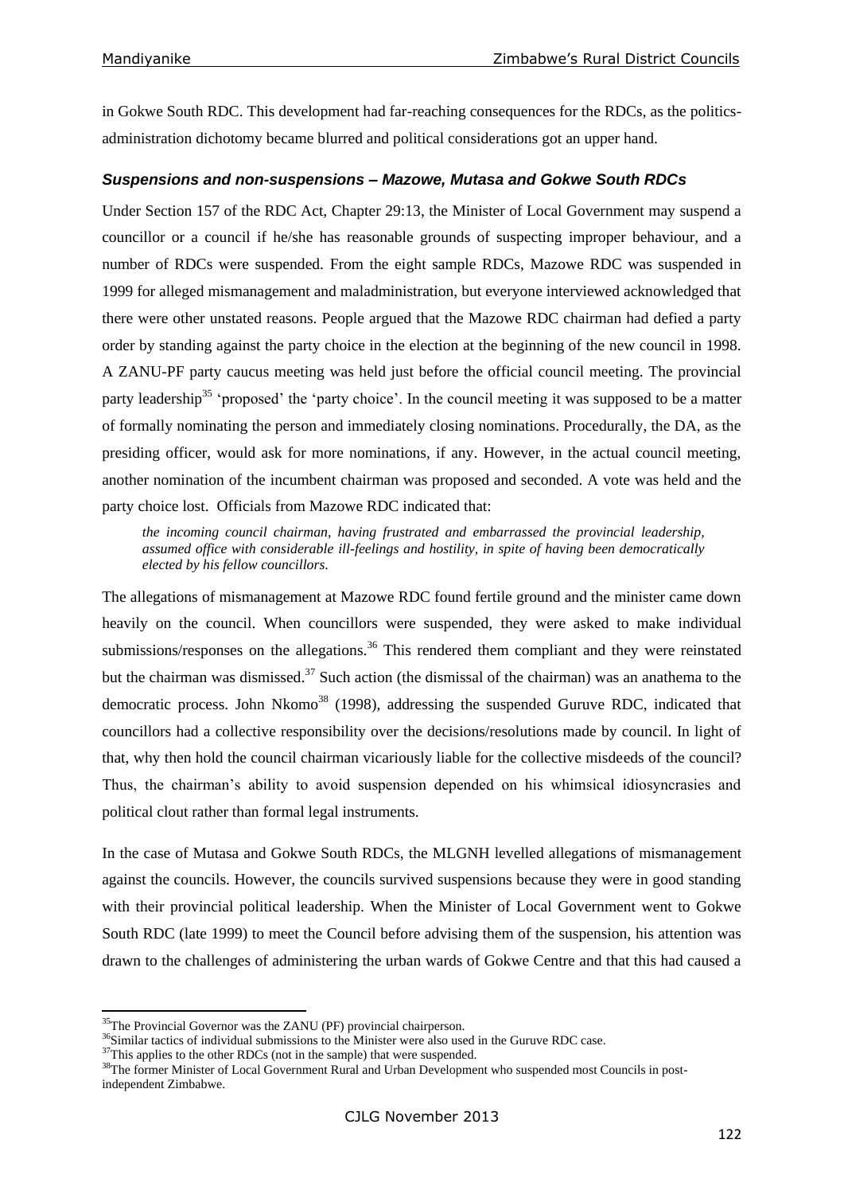in Gokwe South RDC. This development had far-reaching consequences for the RDCs, as the politics-administration dichotomy became blurred and political considerations got an upper hand.

### *Suspensions and non-suspensions – Mazowe, Mutasa and Gokwe South RDCs*

Under Section 157 of the RDC Act, Chapter 29:13, the Minister of Local Government may suspend a councillor or a council if he/she has reasonable grounds of suspecting improper behaviour, and a number of RDCs were suspended. From the eight sample RDCs, Mazowe RDC was suspended in 1999 for alleged mismanagement and maladministration, but everyone interviewed acknowledged that there were other unstated reasons. People argued that the Mazowe RDC chairman had defied a party order by standing against the party choice in the election at the beginning of the new council in 1998. A ZANU-PF party caucus meeting was held just before the official council meeting. The provincial party leadership[35] 'proposed' the 'party choice'. In the council meeting it was supposed to be a matter of formally nominating the person and immediately closing nominations. Procedurally, the DA, as the presiding officer, would ask for more nominations, if any. However, in the actual council meeting, another nomination of the incumbent chairman was proposed and seconded. A vote was held and the party choice lost. Officials from Mazowe RDC indicated that:

> *the incoming council chairman, having frustrated and embarrassed the provincial leadership, assumed office with considerable ill-feelings and hostility, in spite of having been democratically elected by his fellow councillors.*

The allegations of mismanagement at Mazowe RDC found fertile ground and the minister came down heavily on the council. When councillors were suspended, they were asked to make individual submissions/responses on the allegations.[36] This rendered them compliant and they were reinstated but the chairman was dismissed.[37] Such action (the dismissal of the chairman) was an anathema to the democratic process. John Nkomo[38] (1998), addressing the suspended Guruve RDC, indicated that councillors had a collective responsibility over the decisions/resolutions made by council. In light of that, why then hold the council chairman vicariously liable for the collective misdeeds of the council? Thus, the chairman's ability to avoid suspension depended on his whimsical idiosyncrasies and political clout rather than formal legal instruments.

In the case of Mutasa and Gokwe South RDCs, the MLGNH levelled allegations of mismanagement against the councils. However, the councils survived suspensions because they were in good standing with their provincial political leadership. When the Minister of Local Government went to Gokwe South RDC (late 1999) to meet the Council before advising them of the suspension, his attention was drawn to the challenges of administering the urban wards of Gokwe Centre and that this had caused a

---

[35] The Provincial Governor was the ZANU (PF) provincial chairperson.

[36] Similar tactics of individual submissions to the Minister were also used in the Guruve RDC case.

[37] This applies to the other RDCs (not in the sample) that were suspended.

[38] The former Minister of Local Government Rural and Urban Development who suspended most Councils in post-independent Zimbabwe.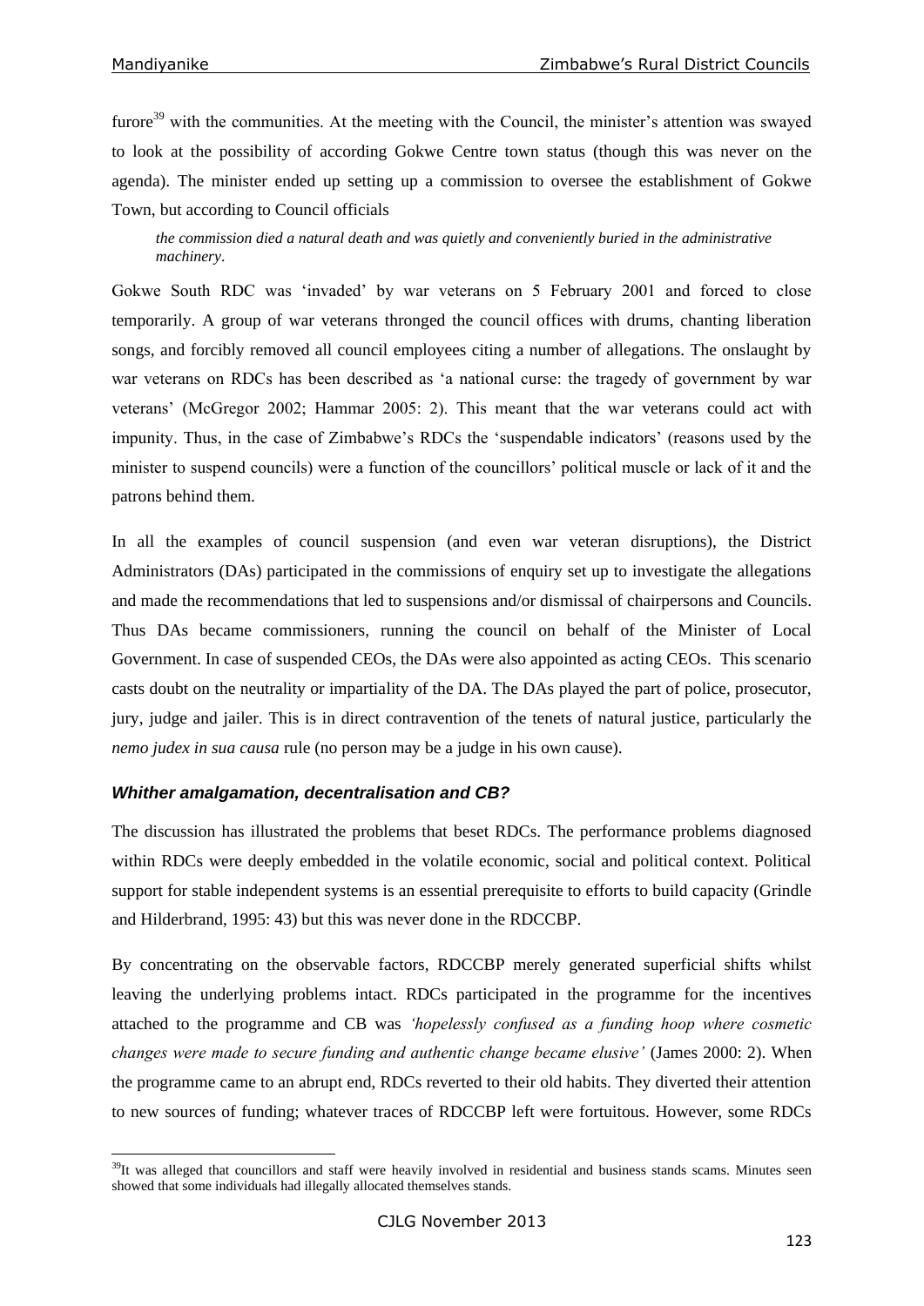furore[39] with the communities. At the meeting with the Council, the minister's attention was swayed to look at the possibility of according Gokwe Centre town status (though this was never on the agenda). The minister ended up setting up a commission to oversee the establishment of Gokwe Town, but according to Council officials

> *the commission died a natural death and was quietly and conveniently buried in the administrative machinery*.

Gokwe South RDC was 'invaded' by war veterans on 5 February 2001 and forced to close temporarily. A group of war veterans thronged the council offices with drums, chanting liberation songs, and forcibly removed all council employees citing a number of allegations. The onslaught by war veterans on RDCs has been described as 'a national curse: the tragedy of government by war veterans' (McGregor 2002; Hammar 2005: 2). This meant that the war veterans could act with impunity. Thus, in the case of Zimbabwe's RDCs the 'suspendable indicators' (reasons used by the minister to suspend councils) were a function of the councillors' political muscle or lack of it and the patrons behind them.

In all the examples of council suspension (and even war veteran disruptions), the District Administrators (DAs) participated in the commissions of enquiry set up to investigate the allegations and made the recommendations that led to suspensions and/or dismissal of chairpersons and Councils. Thus DAs became commissioners, running the council on behalf of the Minister of Local Government. In case of suspended CEOs, the DAs were also appointed as acting CEOs. This scenario casts doubt on the neutrality or impartiality of the DA. The DAs played the part of police, prosecutor, jury, judge and jailer. This is in direct contravention of the tenets of natural justice, particularly the *nemo judex in sua causa* rule (no person may be a judge in his own cause).

### *Whither amalgamation, decentralisation and CB?*

The discussion has illustrated the problems that beset RDCs. The performance problems diagnosed within RDCs were deeply embedded in the volatile economic, social and political context. Political support for stable independent systems is an essential prerequisite to efforts to build capacity (Grindle and Hilderbrand, 1995: 43) but this was never done in the RDCCBP.

By concentrating on the observable factors, RDCCBP merely generated superficial shifts whilst leaving the underlying problems intact. RDCs participated in the programme for the incentives attached to the programme and CB was *'hopelessly confused as a funding hoop where cosmetic changes were made to secure funding and authentic change became elusive'* (James 2000: 2). When the programme came to an abrupt end, RDCs reverted to their old habits. They diverted their attention to new sources of funding; whatever traces of RDCCBP left were fortuitous. However, some RDCs

---

[39] It was alleged that councillors and staff were heavily involved in residential and business stands scams. Minutes seen showed that some individuals had illegally allocated themselves stands.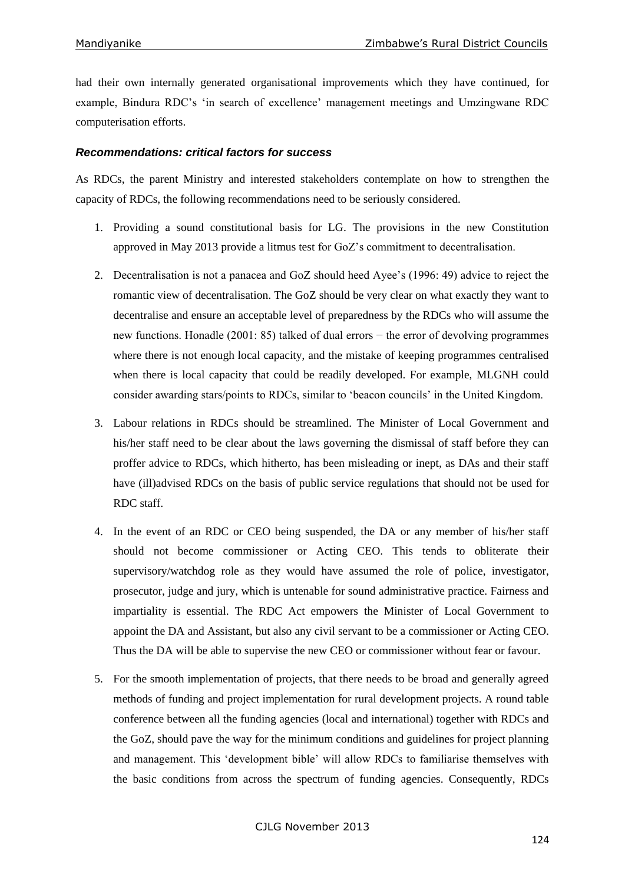had their own internally generated organisational improvements which they have continued, for example, Bindura RDC's 'in search of excellence' management meetings and Umzingwane RDC computerisation efforts.

### *Recommendations: critical factors for success*

As RDCs, the parent Ministry and interested stakeholders contemplate on how to strengthen the capacity of RDCs, the following recommendations need to be seriously considered.

1. Providing a sound constitutional basis for LG. The provisions in the new Constitution approved in May 2013 provide a litmus test for GoZ's commitment to decentralisation.

2. Decentralisation is not a panacea and GoZ should heed Ayee's (1996: 49) advice to reject the romantic view of decentralisation. The GoZ should be very clear on what exactly they want to decentralise and ensure an acceptable level of preparedness by the RDCs who will assume the new functions. Honadle (2001: 85) talked of dual errors − the error of devolving programmes where there is not enough local capacity, and the mistake of keeping programmes centralised when there is local capacity that could be readily developed. For example, MLGNH could consider awarding stars/points to RDCs, similar to 'beacon councils' in the United Kingdom.

3. Labour relations in RDCs should be streamlined. The Minister of Local Government and his/her staff need to be clear about the laws governing the dismissal of staff before they can proffer advice to RDCs, which hitherto, has been misleading or inept, as DAs and their staff have (ill)advised RDCs on the basis of public service regulations that should not be used for RDC staff.

4. In the event of an RDC or CEO being suspended, the DA or any member of his/her staff should not become commissioner or Acting CEO. This tends to obliterate their supervisory/watchdog role as they would have assumed the role of police, investigator, prosecutor, judge and jury, which is untenable for sound administrative practice. Fairness and impartiality is essential. The RDC Act empowers the Minister of Local Government to appoint the DA and Assistant, but also any civil servant to be a commissioner or Acting CEO. Thus the DA will be able to supervise the new CEO or commissioner without fear or favour.

5. For the smooth implementation of projects, that there needs to be broad and generally agreed methods of funding and project implementation for rural development projects. A round table conference between all the funding agencies (local and international) together with RDCs and the GoZ, should pave the way for the minimum conditions and guidelines for project planning and management. This 'development bible' will allow RDCs to familiarise themselves with the basic conditions from across the spectrum of funding agencies. Consequently, RDCs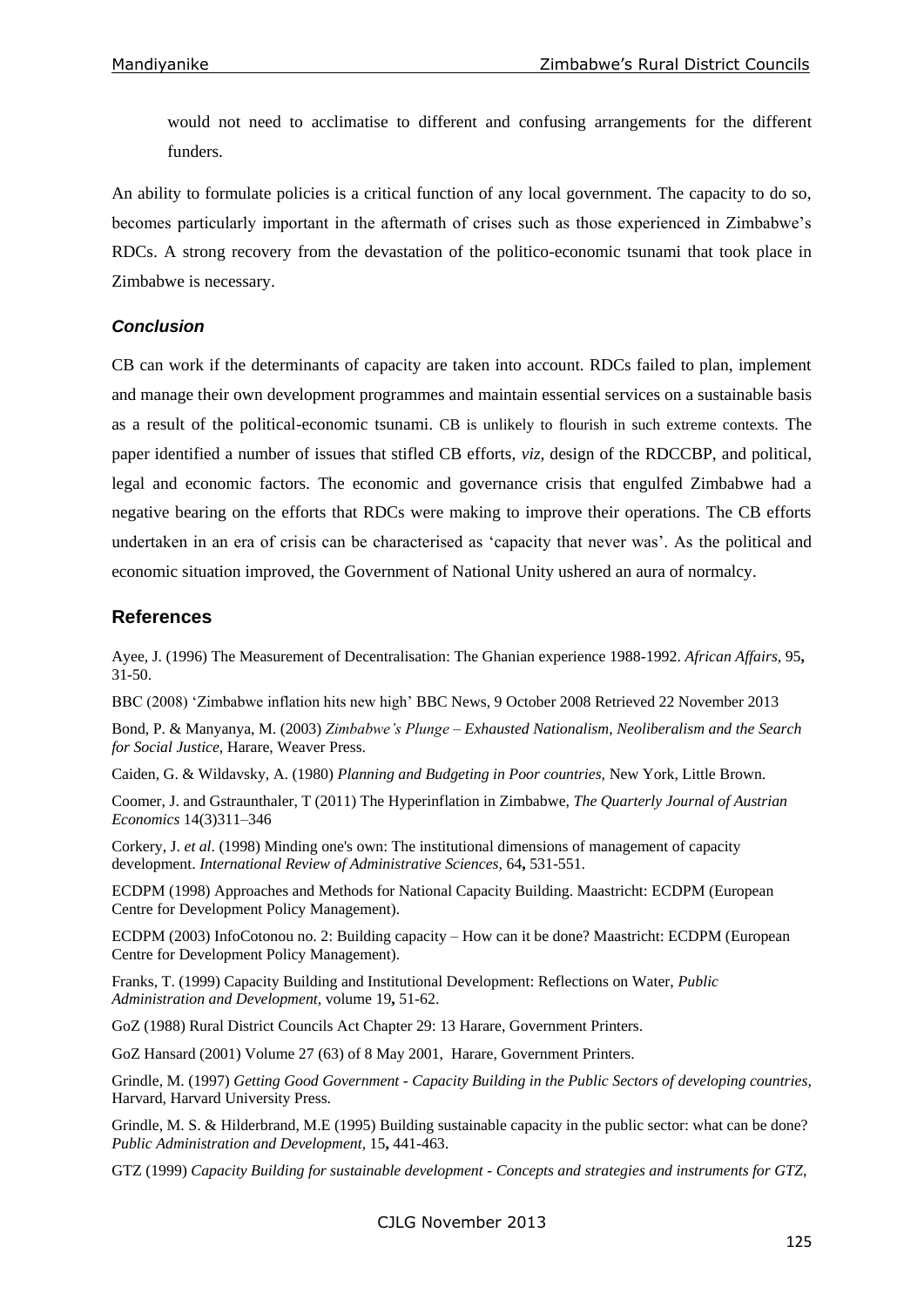would not need to acclimatise to different and confusing arrangements for the different funders.

An ability to formulate policies is a critical function of any local government. The capacity to do so, becomes particularly important in the aftermath of crises such as those experienced in Zimbabwe's RDCs. A strong recovery from the devastation of the politico-economic tsunami that took place in Zimbabwe is necessary.

### *Conclusion*

CB can work if the determinants of capacity are taken into account. RDCs failed to plan, implement and manage their own development programmes and maintain essential services on a sustainable basis as a result of the political-economic tsunami. CB is unlikely to flourish in such extreme contexts. The paper identified a number of issues that stifled CB efforts, *viz,* design of the RDCCBP, and political, legal and economic factors. The economic and governance crisis that engulfed Zimbabwe had a negative bearing on the efforts that RDCs were making to improve their operations. The CB efforts undertaken in an era of crisis can be characterised as 'capacity that never was'. As the political and economic situation improved, the Government of National Unity ushered an aura of normalcy.

## References

Ayee, J. (1996) The Measurement of Decentralisation: The Ghanian experience 1988-1992. *African Affairs,* 95**,** 31-50.

BBC (2008) 'Zimbabwe inflation hits new high' BBC News, 9 October 2008 Retrieved 22 November 2013

Bond, P. & Manyanya, M. (2003) *Zimbabwe's Plunge – Exhausted Nationalism, Neoliberalism and the Search for Social Justice*, Harare, Weaver Press.

Caiden, G. & Wildavsky, A. (1980) *Planning and Budgeting in Poor countries,* New York, Little Brown.

Coomer, J. and Gstraunthaler, T (2011) The Hyperinflation in Zimbabwe, *The Quarterly Journal of Austrian Economics* 14(3)311–346

Corkery, J. *et al*. (1998) Minding one's own: The institutional dimensions of management of capacity development. *International Review of Administrative Sciences,* 64**,** 531-551.

ECDPM (1998) Approaches and Methods for National Capacity Building. Maastricht: ECDPM (European Centre for Development Policy Management).

ECDPM (2003) InfoCotonou no. 2: Building capacity – How can it be done? Maastricht: ECDPM (European Centre for Development Policy Management).

Franks, T. (1999) Capacity Building and Institutional Development: Reflections on Water, *Public Administration and Development,* volume 19**,** 51-62.

GoZ (1988) Rural District Councils Act Chapter 29: 13 Harare, Government Printers.

GoZ Hansard (2001) Volume 27 (63) of 8 May 2001, Harare, Government Printers.

Grindle, M. (1997) *Getting Good Government - Capacity Building in the Public Sectors of developing countries,* Harvard, Harvard University Press.

Grindle, M. S. & Hilderbrand, M.E (1995) Building sustainable capacity in the public sector: what can be done? *Public Administration and Development,* 15**,** 441-463.

GTZ (1999) *Capacity Building for sustainable development - Concepts and strategies and instruments for GTZ,*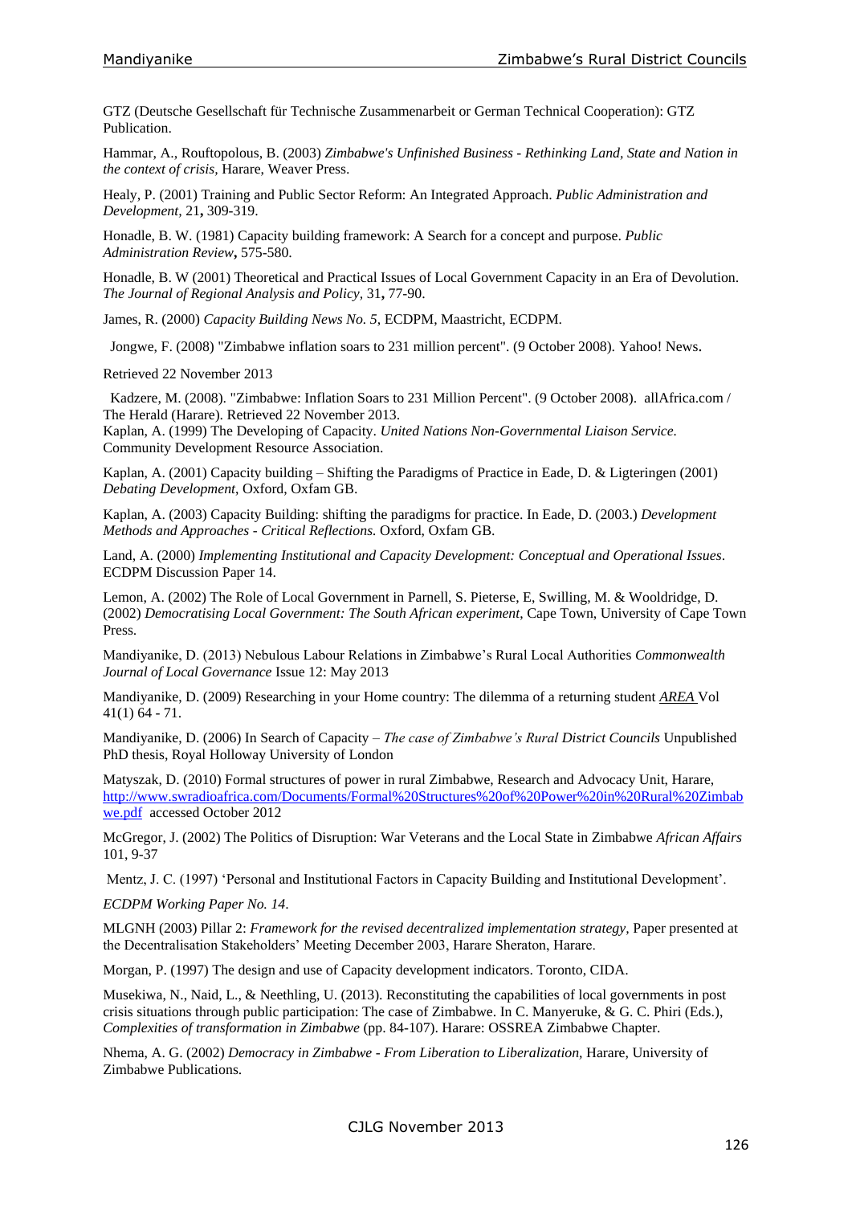GTZ (Deutsche Gesellschaft für Technische Zusammenarbeit or German Technical Cooperation): GTZ Publication.

Hammar, A., Rouftopolous, B. (2003) *Zimbabwe's Unfinished Business - Rethinking Land, State and Nation in the context of crisis*, Harare, Weaver Press.

Healy, P. (2001) Training and Public Sector Reform: An Integrated Approach. *Public Administration and Development,* 21**,** 309-319.

Honadle, B. W. (1981) Capacity building framework: A Search for a concept and purpose. *Public Administration Review***,** 575-580.

Honadle, B. W (2001) Theoretical and Practical Issues of Local Government Capacity in an Era of Devolution. *The Journal of Regional Analysis and Policy,* 31**,** 77-90.

James, R. (2000) *Capacity Building News No. 5*, ECDPM, Maastricht, ECDPM.

Jongwe, F. (2008) "Zimbabwe inflation soars to 231 million percent". (9 October 2008). Yahoo! News**.**

Retrieved 22 November 2013

Kadzere, M. (2008). "Zimbabwe: Inflation Soars to 231 Million Percent". (9 October 2008). allAfrica.com / The Herald (Harare). Retrieved 22 November 2013.

Kaplan, A. (1999) The Developing of Capacity. *United Nations Non-Governmental Liaison Service.* Community Development Resource Association.

Kaplan, A. (2001) Capacity building – Shifting the Paradigms of Practice in Eade, D. & Ligteringen (2001) *Debating Development*, Oxford, Oxfam GB.

Kaplan, A. (2003) Capacity Building: shifting the paradigms for practice. In Eade, D. (2003.) *Development Methods and Approaches - Critical Reflections.* Oxford, Oxfam GB.

Land, A. (2000) *Implementing Institutional and Capacity Development: Conceptual and Operational Issues*. ECDPM Discussion Paper 14.

Lemon, A. (2002) The Role of Local Government in Parnell, S. Pieterse, E, Swilling, M. & Wooldridge, D. (2002) *Democratising Local Government: The South African experiment*, Cape Town, University of Cape Town Press.

Mandiyanike, D. (2013) Nebulous Labour Relations in Zimbabwe's Rural Local Authorities *Commonwealth Journal of Local Governance* Issue 12: May 2013

Mandiyanike, D. (2009) Researching in your Home country: The dilemma of a returning student *AREA* Vol 41(1) 64 - 71.

Mandiyanike, D. (2006) In Search of Capacity – *The case of Zimbabwe's Rural District Councils* Unpublished PhD thesis, Royal Holloway University of London

Matyszak, D. (2010) Formal structures of power in rural Zimbabwe, Research and Advocacy Unit, Harare, http://www.swradioafrica.com/Documents/Formal%20Structures%20of%20Power%20in%20Rural%20Zimbabwe.pdf accessed October 2012

McGregor, J. (2002) The Politics of Disruption: War Veterans and the Local State in Zimbabwe *African Affairs* 101, 9-37

Mentz, J. C. (1997) 'Personal and Institutional Factors in Capacity Building and Institutional Development'.

*ECDPM Working Paper No. 14*.

MLGNH (2003) Pillar 2: *Framework for the revised decentralized implementation strategy,* Paper presented at the Decentralisation Stakeholders' Meeting December 2003, Harare Sheraton, Harare.

Morgan, P. (1997) The design and use of Capacity development indicators. Toronto, CIDA.

Musekiwa, N., Naid, L., & Neethling, U. (2013). Reconstituting the capabilities of local governments in post crisis situations through public participation: The case of Zimbabwe. In C. Manyeruke, & G. C. Phiri (Eds.), *Complexities of transformation in Zimbabwe* (pp. 84-107). Harare: OSSREA Zimbabwe Chapter.

Nhema, A. G. (2002) *Democracy in Zimbabwe - From Liberation to Liberalization*, Harare, University of Zimbabwe Publications.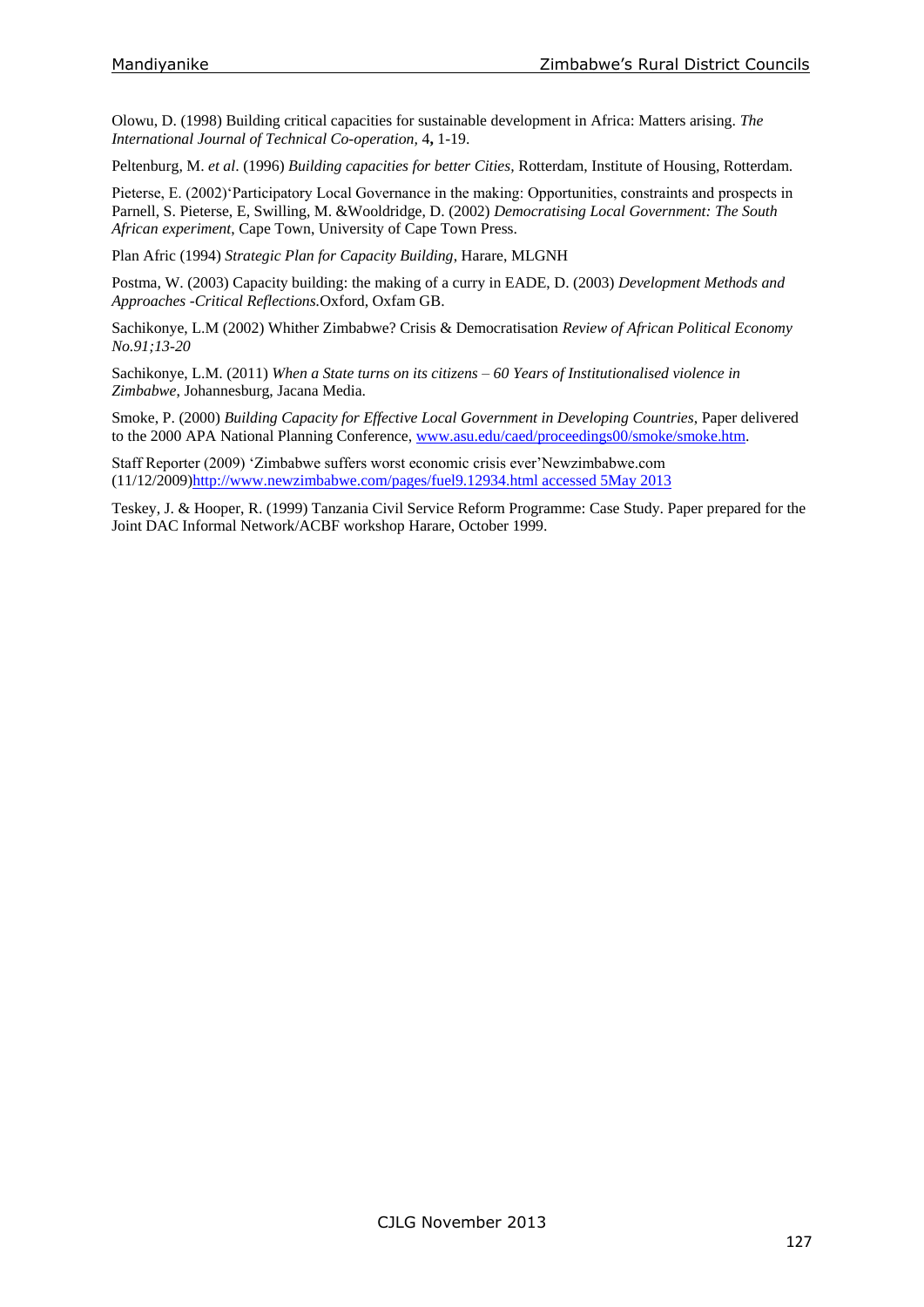Olowu, D. (1998) Building critical capacities for sustainable development in Africa: Matters arising. *The International Journal of Technical Co-operation*, 4**,** 1-19.

Peltenburg, M. *et al*. (1996) *Building capacities for better Cities*, Rotterdam, Institute of Housing, Rotterdam.

Pieterse, E. (2002)'Participatory Local Governance in the making: Opportunities, constraints and prospects in Parnell, S. Pieterse, E, Swilling, M. &Wooldridge, D. (2002) *Democratising Local Government: The South African experiment*, Cape Town, University of Cape Town Press.

Plan Afric (1994) *Strategic Plan for Capacity Building*, Harare, MLGNH

Postma, W. (2003) Capacity building: the making of a curry in EADE, D. (2003) *Development Methods and Approaches -Critical Reflections.*Oxford, Oxfam GB.

Sachikonye, L.M (2002) Whither Zimbabwe? Crisis & Democratisation *Review of African Political Economy No.91;13-20*

Sachikonye, L.M. (2011) *When a State turns on its citizens – 60 Years of Institutionalised violence in Zimbabwe*, Johannesburg, Jacana Media.

Smoke, P. (2000) *Building Capacity for Effective Local Government in Developing Countries*, Paper delivered to the 2000 APA National Planning Conference, www.asu.edu/caed/proceedings00/smoke/smoke.htm.

Staff Reporter (2009) 'Zimbabwe suffers worst economic crisis ever'Newzimbabwe.com (11/12/2009)http://www.newzimbabwe.com/pages/fuel9.12934.html accessed 5May 2013

Teskey, J. & Hooper, R. (1999) Tanzania Civil Service Reform Programme: Case Study. Paper prepared for the Joint DAC Informal Network/ACBF workshop Harare, October 1999.